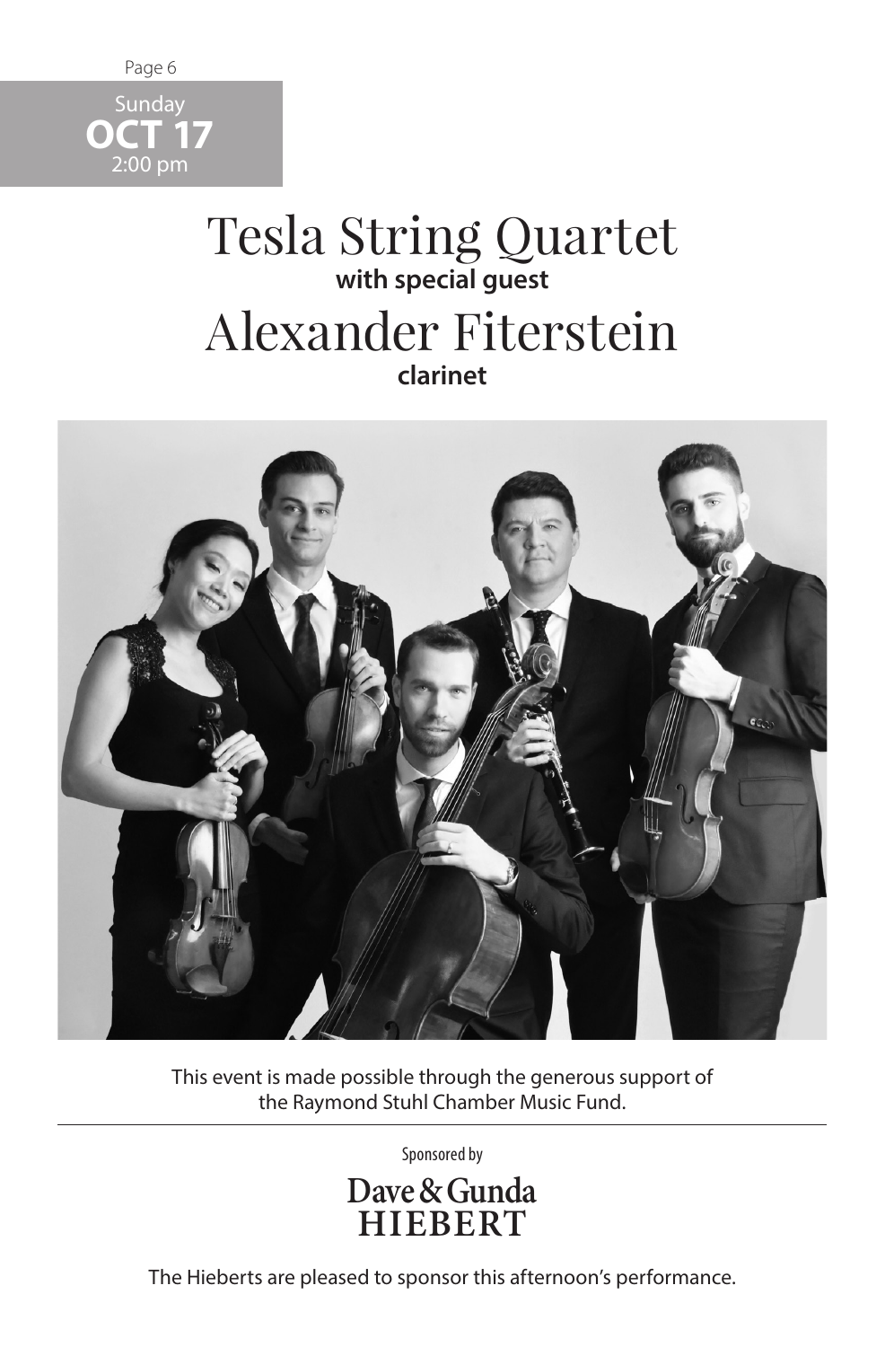Sunday
**OCT 17**
2:00 pm

# Tesla String Quartet

**with special guest**

# Alexander Fiterstein

**clarinet**

This event is made possible through the generous support of the Raymond Stuhl Chamber Music Fund.

---

Sponsored by

**Dave & Gunda HIEBERT**

The Hieberts are pleased to sponsor this afternoon's performance.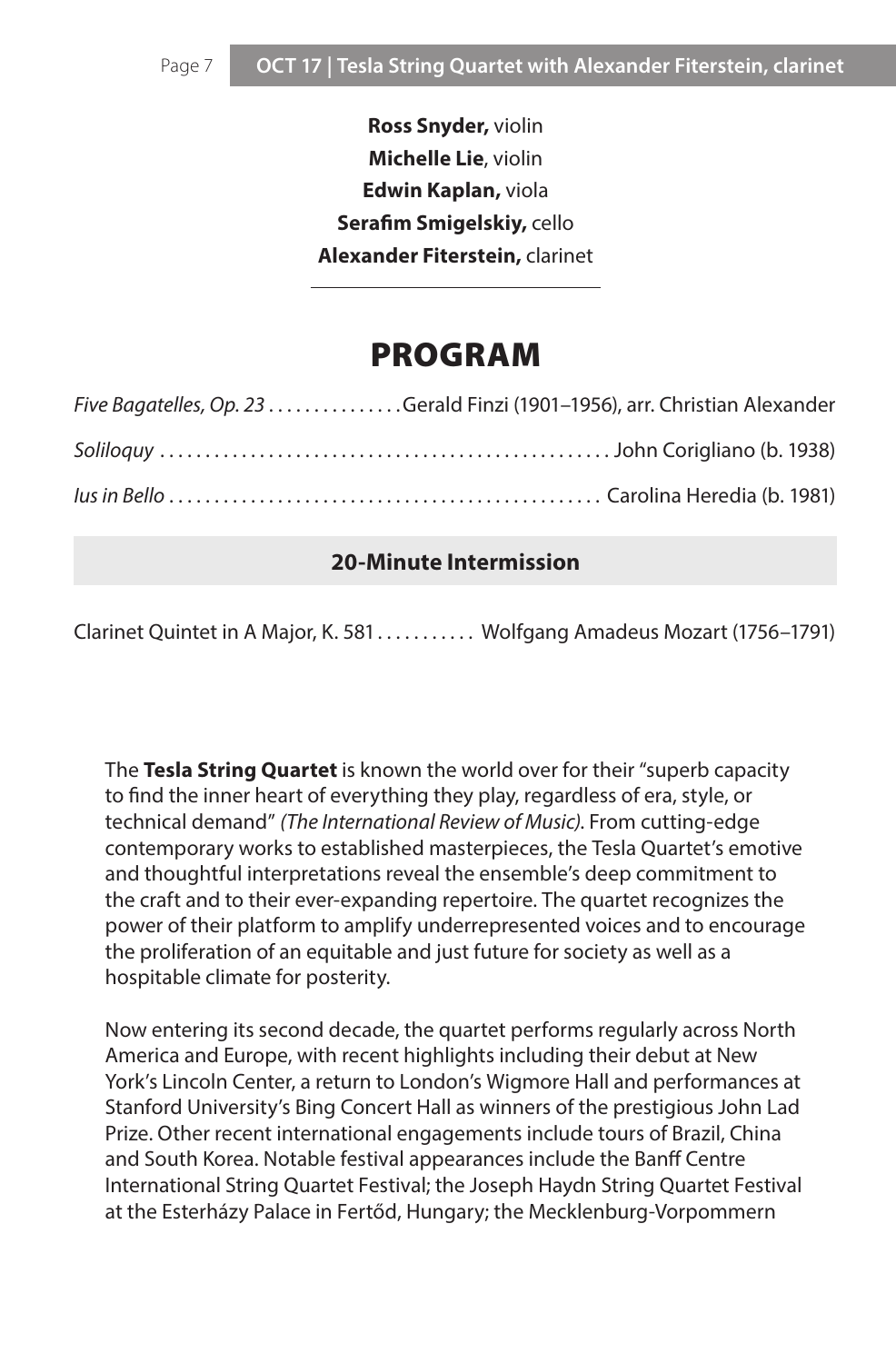**Ross Snyder,** violin
**Michelle Lie**, violin
**Edwin Kaplan,** viola
**Serafim Smigelskiy,** cello
**Alexander Fiterstein,** clarinet

# PROGRAM

*Five Bagatelles, Op. 23* ............... Gerald Finzi (1901–1956), arr. Christian Alexander

*Soliloquy* ................................................. John Corigliano (b. 1938)

*Ius in Bello* ................................................ Carolina Heredia (b. 1981)

**20-Minute Intermission**

Clarinet Quintet in A Major, K. 581 ........... Wolfgang Amadeus Mozart (1756–1791)

The **Tesla String Quartet** is known the world over for their "superb capacity to find the inner heart of everything they play, regardless of era, style, or technical demand" *(The International Review of Music)*. From cutting-edge contemporary works to established masterpieces, the Tesla Quartet's emotive and thoughtful interpretations reveal the ensemble's deep commitment to the craft and to their ever-expanding repertoire. The quartet recognizes the power of their platform to amplify underrepresented voices and to encourage the proliferation of an equitable and just future for society as well as a hospitable climate for posterity.

Now entering its second decade, the quartet performs regularly across North America and Europe, with recent highlights including their debut at New York's Lincoln Center, a return to London's Wigmore Hall and performances at Stanford University's Bing Concert Hall as winners of the prestigious John Lad Prize. Other recent international engagements include tours of Brazil, China and South Korea. Notable festival appearances include the Banff Centre International String Quartet Festival; the Joseph Haydn String Quartet Festival at the Esterházy Palace in Fertőd, Hungary; the Mecklenburg-Vorpommern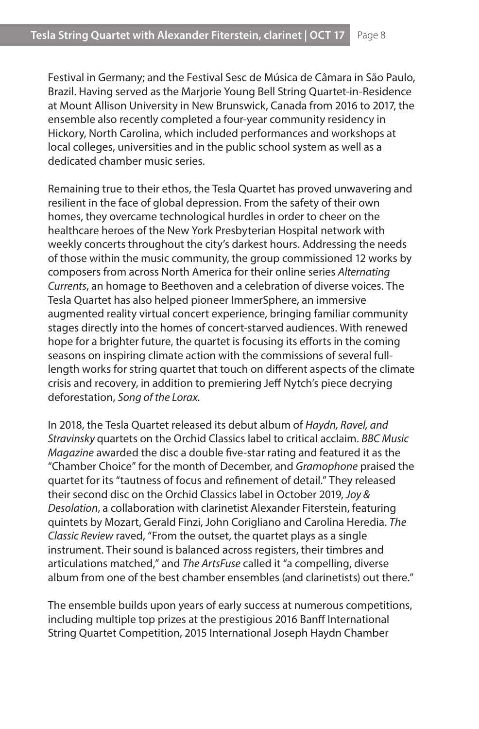Festival in Germany; and the Festival Sesc de Música de Câmara in São Paulo, Brazil. Having served as the Marjorie Young Bell String Quartet-in-Residence at Mount Allison University in New Brunswick, Canada from 2016 to 2017, the ensemble also recently completed a four-year community residency in Hickory, North Carolina, which included performances and workshops at local colleges, universities and in the public school system as well as a dedicated chamber music series.

Remaining true to their ethos, the Tesla Quartet has proved unwavering and resilient in the face of global depression. From the safety of their own homes, they overcame technological hurdles in order to cheer on the healthcare heroes of the New York Presbyterian Hospital network with weekly concerts throughout the city's darkest hours. Addressing the needs of those within the music community, the group commissioned 12 works by composers from across North America for their online series *Alternating Currents*, an homage to Beethoven and a celebration of diverse voices. The Tesla Quartet has also helped pioneer ImmerSphere, an immersive augmented reality virtual concert experience, bringing familiar community stages directly into the homes of concert-starved audiences. With renewed hope for a brighter future, the quartet is focusing its efforts in the coming seasons on inspiring climate action with the commissions of several full-length works for string quartet that touch on different aspects of the climate crisis and recovery, in addition to premiering Jeff Nytch's piece decrying deforestation, *Song of the Lorax*.

In 2018, the Tesla Quartet released its debut album of *Haydn, Ravel, and Stravinsky* quartets on the Orchid Classics label to critical acclaim. *BBC Music Magazine* awarded the disc a double five-star rating and featured it as the "Chamber Choice" for the month of December, and *Gramophone* praised the quartet for its "tautness of focus and refinement of detail." They released their second disc on the Orchid Classics label in October 2019, *Joy & Desolation*, a collaboration with clarinetist Alexander Fiterstein, featuring quintets by Mozart, Gerald Finzi, John Corigliano and Carolina Heredia. *The Classic Review* raved, "From the outset, the quartet plays as a single instrument. Their sound is balanced across registers, their timbres and articulations matched," and *The ArtsFuse* called it "a compelling, diverse album from one of the best chamber ensembles (and clarinetists) out there."

The ensemble builds upon years of early success at numerous competitions, including multiple top prizes at the prestigious 2016 Banff International String Quartet Competition, 2015 International Joseph Haydn Chamber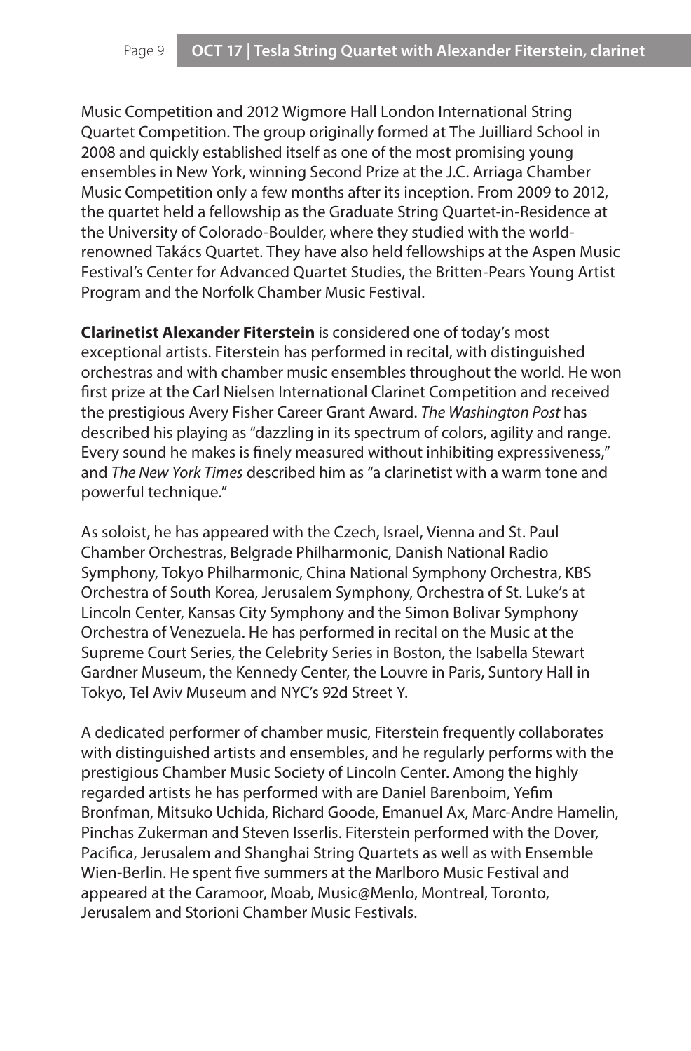Music Competition and 2012 Wigmore Hall London International String Quartet Competition. The group originally formed at The Juilliard School in 2008 and quickly established itself as one of the most promising young ensembles in New York, winning Second Prize at the J.C. Arriaga Chamber Music Competition only a few months after its inception. From 2009 to 2012, the quartet held a fellowship as the Graduate String Quartet-in-Residence at the University of Colorado-Boulder, where they studied with the world-renowned Takács Quartet. They have also held fellowships at the Aspen Music Festival's Center for Advanced Quartet Studies, the Britten-Pears Young Artist Program and the Norfolk Chamber Music Festival.

**Clarinetist Alexander Fiterstein** is considered one of today's most exceptional artists. Fiterstein has performed in recital, with distinguished orchestras and with chamber music ensembles throughout the world. He won first prize at the Carl Nielsen International Clarinet Competition and received the prestigious Avery Fisher Career Grant Award. *The Washington Post* has described his playing as "dazzling in its spectrum of colors, agility and range. Every sound he makes is finely measured without inhibiting expressiveness," and *The New York Times* described him as "a clarinetist with a warm tone and powerful technique."

As soloist, he has appeared with the Czech, Israel, Vienna and St. Paul Chamber Orchestras, Belgrade Philharmonic, Danish National Radio Symphony, Tokyo Philharmonic, China National Symphony Orchestra, KBS Orchestra of South Korea, Jerusalem Symphony, Orchestra of St. Luke's at Lincoln Center, Kansas City Symphony and the Simon Bolivar Symphony Orchestra of Venezuela. He has performed in recital on the Music at the Supreme Court Series, the Celebrity Series in Boston, the Isabella Stewart Gardner Museum, the Kennedy Center, the Louvre in Paris, Suntory Hall in Tokyo, Tel Aviv Museum and NYC's 92d Street Y.

A dedicated performer of chamber music, Fiterstein frequently collaborates with distinguished artists and ensembles, and he regularly performs with the prestigious Chamber Music Society of Lincoln Center. Among the highly regarded artists he has performed with are Daniel Barenboim, Yefim Bronfman, Mitsuko Uchida, Richard Goode, Emanuel Ax, Marc-Andre Hamelin, Pinchas Zukerman and Steven Isserlis. Fiterstein performed with the Dover, Pacifica, Jerusalem and Shanghai String Quartets as well as with Ensemble Wien-Berlin. He spent five summers at the Marlboro Music Festival and appeared at the Caramoor, Moab, Music@Menlo, Montreal, Toronto, Jerusalem and Storioni Chamber Music Festivals.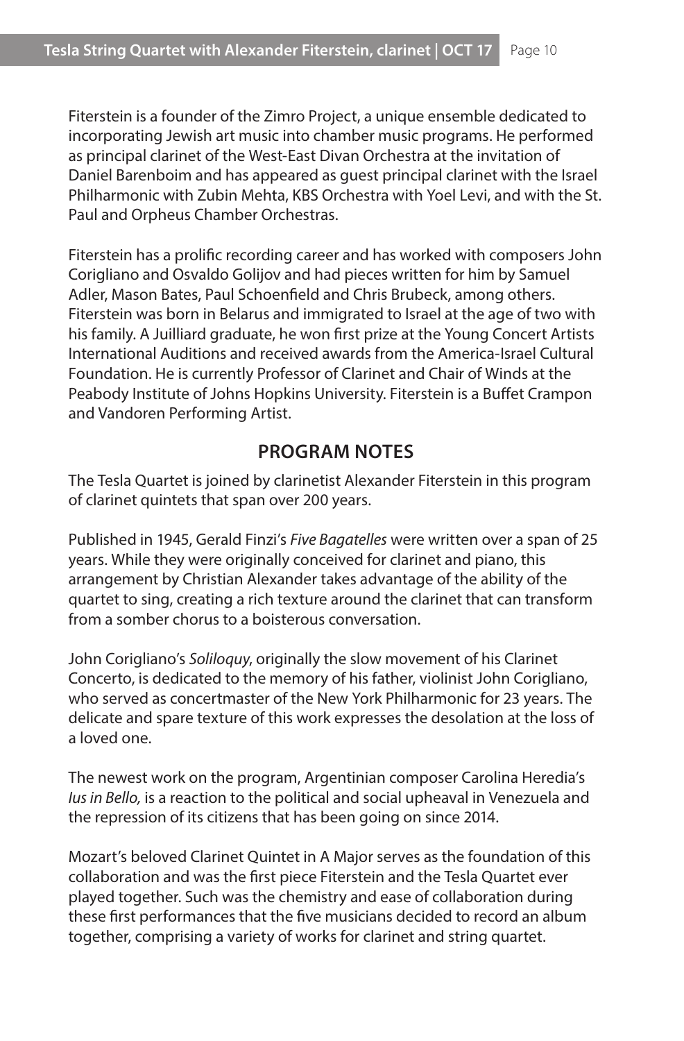Fiterstein is a founder of the Zimro Project, a unique ensemble dedicated to incorporating Jewish art music into chamber music programs. He performed as principal clarinet of the West-East Divan Orchestra at the invitation of Daniel Barenboim and has appeared as guest principal clarinet with the Israel Philharmonic with Zubin Mehta, KBS Orchestra with Yoel Levi, and with the St. Paul and Orpheus Chamber Orchestras.

Fiterstein has a prolific recording career and has worked with composers John Corigliano and Osvaldo Golijov and had pieces written for him by Samuel Adler, Mason Bates, Paul Schoenfield and Chris Brubeck, among others. Fiterstein was born in Belarus and immigrated to Israel at the age of two with his family. A Juilliard graduate, he won first prize at the Young Concert Artists International Auditions and received awards from the America-Israel Cultural Foundation. He is currently Professor of Clarinet and Chair of Winds at the Peabody Institute of Johns Hopkins University. Fiterstein is a Buffet Crampon and Vandoren Performing Artist.

## PROGRAM NOTES

The Tesla Quartet is joined by clarinetist Alexander Fiterstein in this program of clarinet quintets that span over 200 years.

Published in 1945, Gerald Finzi's *Five Bagatelles* were written over a span of 25 years. While they were originally conceived for clarinet and piano, this arrangement by Christian Alexander takes advantage of the ability of the quartet to sing, creating a rich texture around the clarinet that can transform from a somber chorus to a boisterous conversation.

John Corigliano's *Soliloquy*, originally the slow movement of his Clarinet Concerto, is dedicated to the memory of his father, violinist John Corigliano, who served as concertmaster of the New York Philharmonic for 23 years. The delicate and spare texture of this work expresses the desolation at the loss of a loved one.

The newest work on the program, Argentinian composer Carolina Heredia's *Ius in Bello,* is a reaction to the political and social upheaval in Venezuela and the repression of its citizens that has been going on since 2014.

Mozart's beloved Clarinet Quintet in A Major serves as the foundation of this collaboration and was the first piece Fiterstein and the Tesla Quartet ever played together. Such was the chemistry and ease of collaboration during these first performances that the five musicians decided to record an album together, comprising a variety of works for clarinet and string quartet.